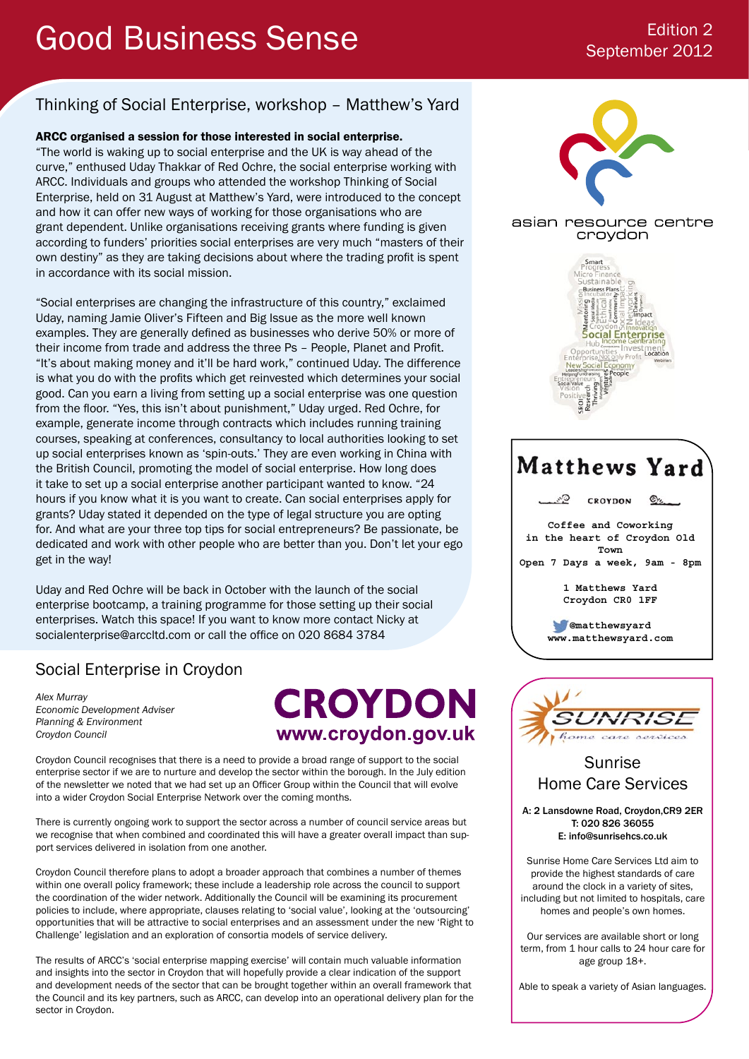# Good Business Sense

Edition 2
September 2012

## Thinking of Social Enterprise, workshop – Matthew's Yard

**ARCC organised a session for those interested in social enterprise.**

"The world is waking up to social enterprise and the UK is way ahead of the curve," enthused Uday Thakkar of Red Ochre, the social enterprise working with ARCC. Individuals and groups who attended the workshop Thinking of Social Enterprise, held on 31 August at Matthew's Yard, were introduced to the concept and how it can offer new ways of working for those organisations who are grant dependent. Unlike organisations receiving grants where funding is given according to funders' priorities social enterprises are very much "masters of their own destiny" as they are taking decisions about where the trading profit is spent in accordance with its social mission.

"Social enterprises are changing the infrastructure of this country," exclaimed Uday, naming Jamie Oliver's Fifteen and Big Issue as the more well known examples. They are generally defined as businesses who derive 50% or more of their income from trade and address the three Ps – People, Planet and Profit. "It's about making money and it'll be hard work," continued Uday. The difference is what you do with the profits which get reinvested which determines your social good. Can you earn a living from setting up a social enterprise was one question from the floor. "Yes, this isn't about punishment," Uday urged. Red Ochre, for example, generate income through contracts which includes running training courses, speaking at conferences, consultancy to local authorities looking to set up social enterprises known as 'spin-outs.' They are even working in China with the British Council, promoting the model of social enterprise. How long does it take to set up a social enterprise another participant wanted to know. "24 hours if you know what it is you want to create. Can social enterprises apply for grants? Uday stated it depended on the type of legal structure you are opting for. And what are your three top tips for social entrepreneurs? Be passionate, be dedicated and work with other people who are better than you. Don't let your ego get in the way!

Uday and Red Ochre will be back in October with the launch of the social enterprise bootcamp, a training programme for those setting up their social enterprises. Watch this space! If you want to know more contact Nicky at socialenterprise@arccltd.com or call the office on 020 8684 3784

## Social Enterprise in Croydon

*Alex Murray*
*Economic Development Adviser*
*Planning & Environment*
*Croydon Council*

**CROYDON**
**www.croydon.gov.uk**

Croydon Council recognises that there is a need to provide a broad range of support to the social enterprise sector if we are to nurture and develop the sector within the borough. In the July edition of the newsletter we noted that we had set up an Officer Group within the Council that will evolve into a wider Croydon Social Enterprise Network over the coming months.

There is currently ongoing work to support the sector across a number of council service areas but we recognise that when combined and coordinated this will have a greater overall impact than support services delivered in isolation from one another.

Croydon Council therefore plans to adopt a broader approach that combines a number of themes within one overall policy framework; these include a leadership role across the council to support the coordination of the wider network. Additionally the Council will be examining its procurement policies to include, where appropriate, clauses relating to 'social value', looking at the 'outsourcing' opportunities that will be attractive to social enterprises and an assessment under the new 'Right to Challenge' legislation and an exploration of consortia models of service delivery.

The results of ARCC's 'social enterprise mapping exercise' will contain much valuable information and insights into the sector in Croydon that will hopefully provide a clear indication of the support and development needs of the sector that can be brought together within an overall framework that the Council and its key partners, such as ARCC, can develop into an operational delivery plan for the sector in Croydon.

asian resource centre croydon

**Matthews Yard**

CROYDON

Coffee and Coworking in the heart of Croydon Old Town

Open 7 Days a week, 9am - 8pm

1 Matthews Yard
Croydon CR0 1FF

@matthewsyard
www.matthewsyard.com

**SUNRISE** home care services

### Sunrise Home Care Services

**A: 2 Lansdowne Road, Croydon,CR9 2ER**
**T: 020 826 36055**
**E: info@sunrisehcs.co.uk**

Sunrise Home Care Services Ltd aim to provide the highest standards of care around the clock in a variety of sites, including but not limited to hospitals, care homes and people's own homes.

Our services are available short or long term, from 1 hour calls to 24 hour care for age group 18+.

Able to speak a variety of Asian languages.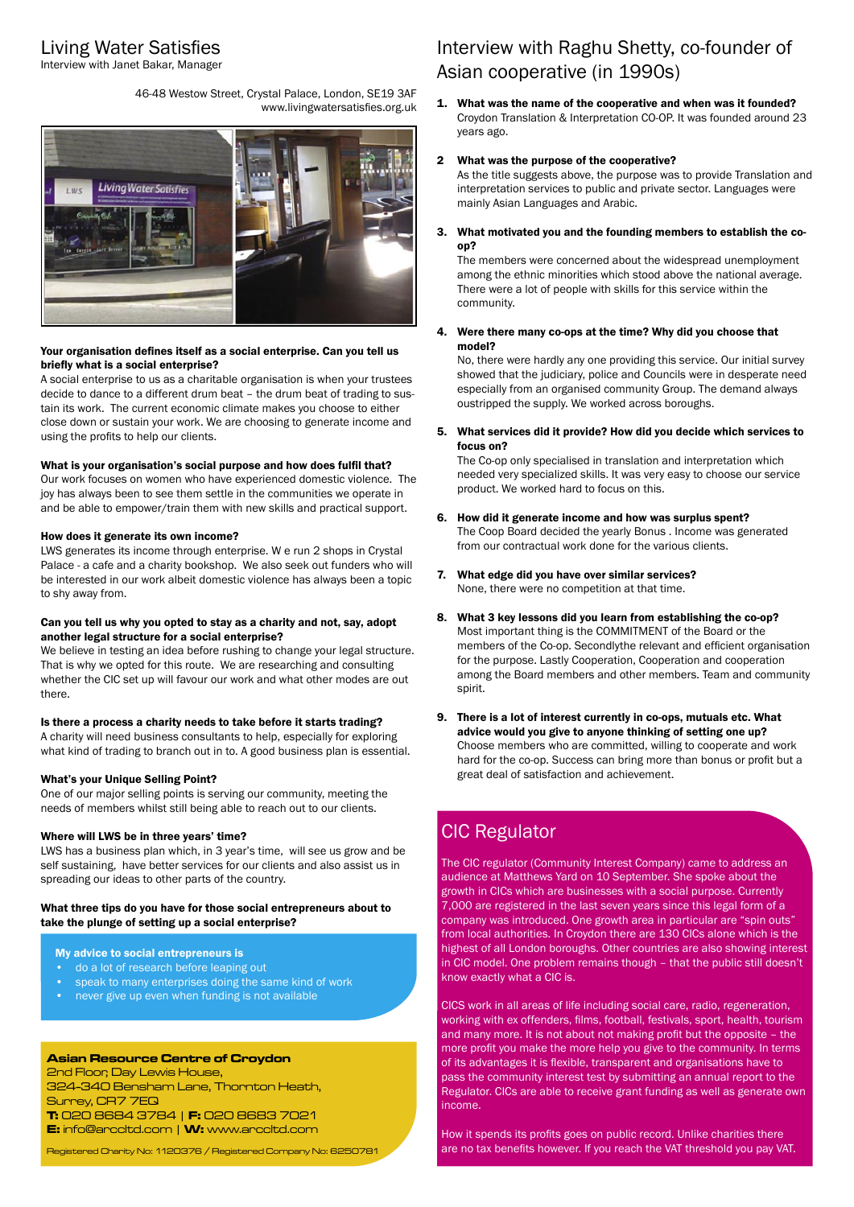# Living Water Satisfies

Interview with Janet Bakar, Manager

46-48 Westow Street, Crystal Palace, London, SE19 3AF
www.livingwatersatisfies.org.uk

**Your organisation defines itself as a social enterprise. Can you tell us briefly what is a social enterprise?**

A social enterprise to us as a charitable organisation is when your trustees decide to dance to a different drum beat – the drum beat of trading to sustain its work. The current economic climate makes you choose to either close down or sustain your work. We are choosing to generate income and using the profits to help our clients.

**What is your organisation's social purpose and how does fulfil that?**

Our work focuses on women who have experienced domestic violence. The joy has always been to see them settle in the communities we operate in and be able to empower/train them with new skills and practical support.

**How does it generate its own income?**

LWS generates its income through enterprise. W e run 2 shops in Crystal Palace - a cafe and a charity bookshop. We also seek out funders who will be interested in our work albeit domestic violence has always been a topic to shy away from.

**Can you tell us why you opted to stay as a charity and not, say, adopt another legal structure for a social enterprise?**

We believe in testing an idea before rushing to change your legal structure. That is why we opted for this route. We are researching and consulting whether the CIC set up will favour our work and what other modes are out there.

**Is there a process a charity needs to take before it starts trading?**

A charity will need business consultants to help, especially for exploring what kind of trading to branch out in to. A good business plan is essential.

**What's your Unique Selling Point?**

One of our major selling points is serving our community, meeting the needs of members whilst still being able to reach out to our clients.

**Where will LWS be in three years' time?**

LWS has a business plan which, in 3 year's time, will see us grow and be self sustaining, have better services for our clients and also assist us in spreading our ideas to other parts of the country.

**What three tips do you have for those social entrepreneurs about to take the plunge of setting up a social enterprise?**

**My advice to social entrepreneurs is**

- do a lot of research before leaping out
- speak to many enterprises doing the same kind of work
- never give up even when funding is not available

**Asian Resource Centre of Croydon**
2nd Floor, Day Lewis House,
324-340 Bensham Lane, Thornton Heath,
Surrey, CR7 7EQ
**T:** 020 8684 3784 | **F:** 020 8683 7021
**E:** info@arccltd.com | **W:** www.arccltd.com

Registered Charity No: 1120376 / Registered Company No: 6250781

# Interview with Raghu Shetty, co-founder of Asian cooperative (in 1990s)

1. **What was the name of the cooperative and when was it founded?**
   Croydon Translation & Interpretation CO-OP. It was founded around 23 years ago.

2. **What was the purpose of the cooperative?**
   As the title suggests above, the purpose was to provide Translation and interpretation services to public and private sector. Languages were mainly Asian Languages and Arabic.

3. **What motivated you and the founding members to establish the co-op?**
   The members were concerned about the widespread unemployment among the ethnic minorities which stood above the national average. There were a lot of people with skills for this service within the community.

4. **Were there many co-ops at the time? Why did you choose that model?**
   No, there were hardly any one providing this service. Our initial survey showed that the judiciary, police and Councils were in desperate need especially from an organised community Group. The demand always oustripped the supply. We worked across boroughs.

5. **What services did it provide? How did you decide which services to focus on?**
   The Co-op only specialised in translation and interpretation which needed very specialized skills. It was very easy to choose our service product. We worked hard to focus on this.

6. **How did it generate income and how was surplus spent?**
   The Coop Board decided the yearly Bonus . Income was generated from our contractual work done for the various clients.

7. **What edge did you have over similar services?**
   None, there were no competition at that time.

8. **What 3 key lessons did you learn from establishing the co-op?**
   Most important thing is the COMMITMENT of the Board or the members of the Co-op. Secondlythe relevant and efficient organisation for the purpose. Lastly Cooperation, Cooperation and cooperation among the Board members and other members. Team and community spirit.

9. **There is a lot of interest currently in co-ops, mutuals etc. What advice would you give to anyone thinking of setting one up?**
   Choose members who are committed, willing to cooperate and work hard for the co-op. Success can bring more than bonus or profit but a great deal of satisfaction and achievement.

## CIC Regulator

The CIC regulator (Community Interest Company) came to address an audience at Matthews Yard on 10 September. She spoke about the growth in CICs which are businesses with a social purpose. Currently 7,000 are registered in the last seven years since this legal form of a company was introduced. One growth area in particular are "spin outs" from local authorities. In Croydon there are 130 CICs alone which is the highest of all London boroughs. Other countries are also showing interest in CIC model. One problem remains though – that the public still doesn't know exactly what a CIC is.

CICS work in all areas of life including social care, radio, regeneration, working with ex offenders, films, football, festivals, sport, health, tourism and many more. It is not about not making profit but the opposite – the more profit you make the more help you give to the community. In terms of its advantages it is flexible, transparent and organisations have to pass the community interest test by submitting an annual report to the Regulator. CICs are able to receive grant funding as well as generate own income.

How it spends its profits goes on public record. Unlike charities there are no tax benefits however. If you reach the VAT threshold you pay VAT.